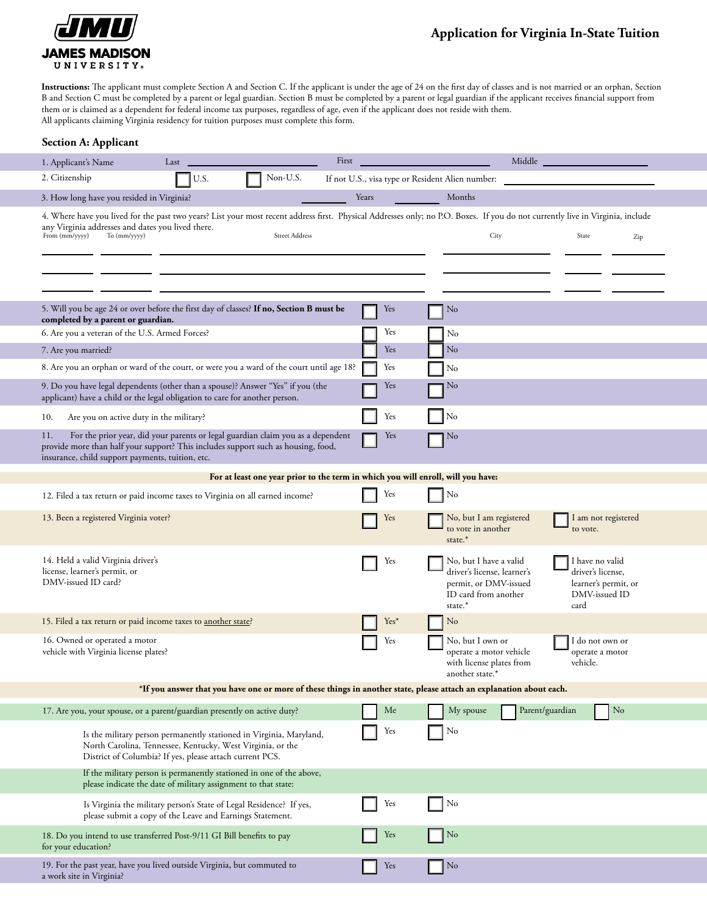JAMES MADISON UNIVERSITY

# Application for Virginia In-State Tuition

**Instructions:** The applicant must complete Section A and Section C. If the applicant is under the age of 24 on the first day of classes and is not married or an orphan, Section B and Section C must be completed by a parent or legal guardian. Section B must be completed by a parent or legal guardian if the applicant receives financial support from them or is claimed as a dependent for federal income tax purposes, regardless of age, even if the applicant does not reside with them.

All applicants claiming Virginia residency for tuition purposes must complete this form.

## Section A: Applicant

1. Applicant's Name Last ____________ First ____________ Middle ____________

2. Citizenship ☐ U.S. ☐ Non-U.S. If not U.S., visa type or Resident Alien number: ____________

3. How long have you resided in Virginia? ______ Years ______ Months

4. Where have you lived for the past two years? List your most recent address first. Physical Addresses only; no P.O. Boxes. If you do not currently live in Virginia, include any Virginia addresses and dates you lived there.

| From (mm/yyyy) | To (mm/yyyy) | Street Address | City | State | Zip |
|---|---|---|---|---|---|
| | | | | | |
| | | | | | |
| | | | | | |

| Question | | |
|---|---|---|
| 5. Will you be age 24 or over before the first day of classes? **If no, Section B must be completed by a parent or guardian.** | ☐ Yes | ☐ No |
| 6. Are you a veteran of the U.S. Armed Forces? | ☐ Yes | ☐ No |
| 7. Are you married? | ☐ Yes | ☐ No |
| 8. Are you an orphan or ward of the court, or were you a ward of the court until age 18? | ☐ Yes | ☐ No |
| 9. Do you have legal dependents (other than a spouse)? Answer "Yes" if you (the applicant) have a child or the legal obligation to care for another person. | ☐ Yes | ☐ No |
| 10. Are you on active duty in the military? | ☐ Yes | ☐ No |
| 11. For the prior year, did your parents or legal guardian claim you as a dependent provide more than half your support? This includes support such as housing, food, insurance, child support payments, tuition, etc. | ☐ Yes | ☐ No |

**For at least one year prior to the term in which you will enroll, will you have:**

| Question | | | |
|---|---|---|---|
| 12. Filed a tax return or paid income taxes to Virginia on all earned income? | ☐ Yes | ☐ No | |
| 13. Been a registered Virginia voter? | ☐ Yes | ☐ No, but I am registered to vote in another state.* | ☐ I am not registered to vote. |
| 14. Held a valid Virginia driver's license, learner's permit, or DMV-issued ID card? | ☐ Yes | ☐ No, but I have a valid driver's license, learner's permit, or DMV-issued ID card from another state.* | ☐ I have no valid driver's license, learner's permit, or DMV-issued ID card |
| 15. Filed a tax return or paid income taxes to another state? | ☐ Yes* | ☐ No | |
| 16. Owned or operated a motor vehicle with Virginia license plates? | ☐ Yes | ☐ No, but I own or operate a motor vehicle with license plates from another state.* | ☐ I do not own or operate a motor vehicle. |

***If you answer that you have one or more of these things in another state, please attach an explanation about each.**

17. Are you, your spouse, or a parent/guardian presently on active duty? ☐ Me ☐ My spouse ☐ Parent/guardian ☐ No

Is the military person permanently stationed in Virginia, Maryland, North Carolina, Tennessee, Kentucky, West Virginia, or the District of Columbia? If yes, please attach current PCS. ☐ Yes ☐ No

If the military person is permanently stationed in one of the above, please indicate the date of military assignment to that state:

Is Virginia the military person's State of Legal Residence? If yes, please submit a copy of the Leave and Earnings Statement. ☐ Yes ☐ No

18. Do you intend to use transferred Post-9/11 GI Bill benefits to pay for your education? ☐ Yes ☐ No

19. For the past year, have you lived outside Virginia, but commuted to a work site in Virginia? ☐ Yes ☐ No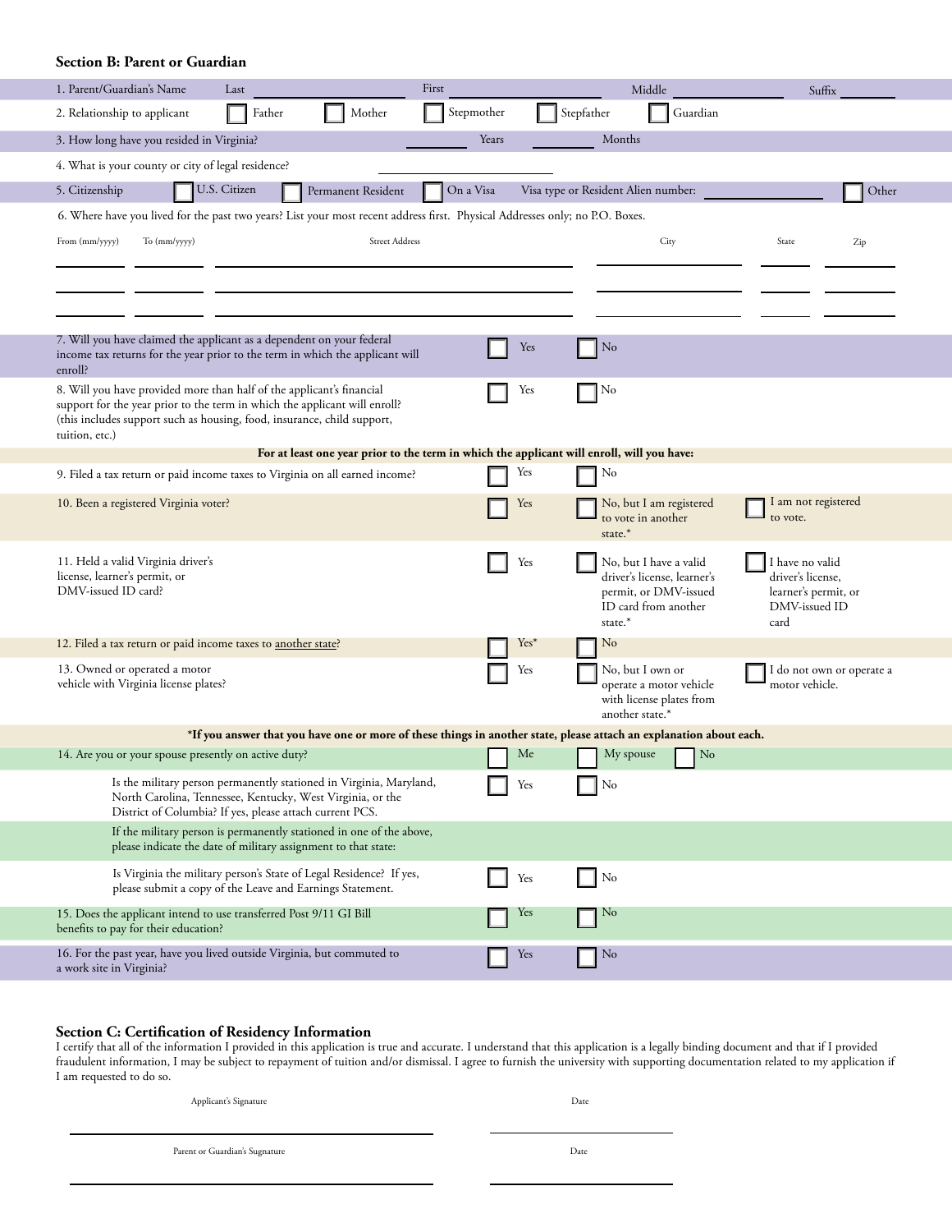## Section B: Parent or Guardian

1. Parent/Guardian's Name Last ________________ First ________________ Middle ________________ Suffix ________

2. Relationship to applicant ☐ Father ☐ Mother ☐ Stepmother ☐ Stepfather ☐ Guardian

3. How long have you resided in Virginia? ________ Years ________ Months

4. What is your county or city of legal residence? ________________

5. Citizenship ☐ U.S. Citizen ☐ Permanent Resident ☐ On a Visa Visa type or Resident Alien number: ________________ ☐ Other

6. Where have you lived for the past two years? List your most recent address first. Physical Addresses only; no P.O. Boxes.

| From (mm/yyyy) | To (mm/yyyy) | Street Address | City | State | Zip |
|---|---|---|---|---|---|
| | | | | | |
| | | | | | |
| | | | | | |

7. Will you have claimed the applicant as a dependent on your federal income tax returns for the year prior to the term in which the applicant will enroll? ☐ Yes ☐ No

8. Will you have provided more than half of the applicant's financial support for the year prior to the term in which the applicant will enroll? (this includes support such as housing, food, insurance, child support, tuition, etc.) ☐ Yes ☐ No

**For at least one year prior to the term in which the applicant will enroll, will you have:**

9. Filed a tax return or paid income taxes to Virginia on all earned income? ☐ Yes ☐ No

10. Been a registered Virginia voter? ☐ Yes ☐ No, but I am registered to vote in another state.* ☐ I am not registered to vote.

11. Held a valid Virginia driver's license, learner's permit, or DMV-issued ID card? ☐ Yes ☐ No, but I have a valid driver's license, learner's permit, or DMV-issued ID card from another state.* ☐ I have no valid driver's license, learner's permit, or DMV-issued ID card

12. Filed a tax return or paid income taxes to another state? ☐ Yes* ☐ No

13. Owned or operated a motor vehicle with Virginia license plates? ☐ Yes ☐ No, but I own or operate a motor vehicle with license plates from another state.* ☐ I do not own or operate a motor vehicle.

**\*If you answer that you have one or more of these things in another state, please attach an explanation about each.**

14. Are you or your spouse presently on active duty? ☐ Me ☐ My spouse ☐ No

Is the military person permanently stationed in Virginia, Maryland, North Carolina, Tennessee, Kentucky, West Virginia, or the District of Columbia? If yes, please attach current PCS. ☐ Yes ☐ No

If the military person is permanently stationed in one of the above, please indicate the date of military assignment to that state:

Is Virginia the military person's State of Legal Residence? If yes, please submit a copy of the Leave and Earnings Statement. ☐ Yes ☐ No

15. Does the applicant intend to use transferred Post 9/11 GI Bill benefits to pay for their education? ☐ Yes ☐ No

16. For the past year, have you lived outside Virginia, but commuted to a work site in Virginia? ☐ Yes ☐ No

## Section C: Certification of Residency Information

I certify that all of the information I provided in this application is true and accurate. I understand that this application is a legally binding document and that if I provided fraudulent information, I may be subject to repayment of tuition and/or dismissal. I agree to furnish the university with supporting documentation related to my application if I am requested to do so.

Applicant's Signature ________________________ Date ________________

Parent or Guardian's Signature ________________________ Date ________________